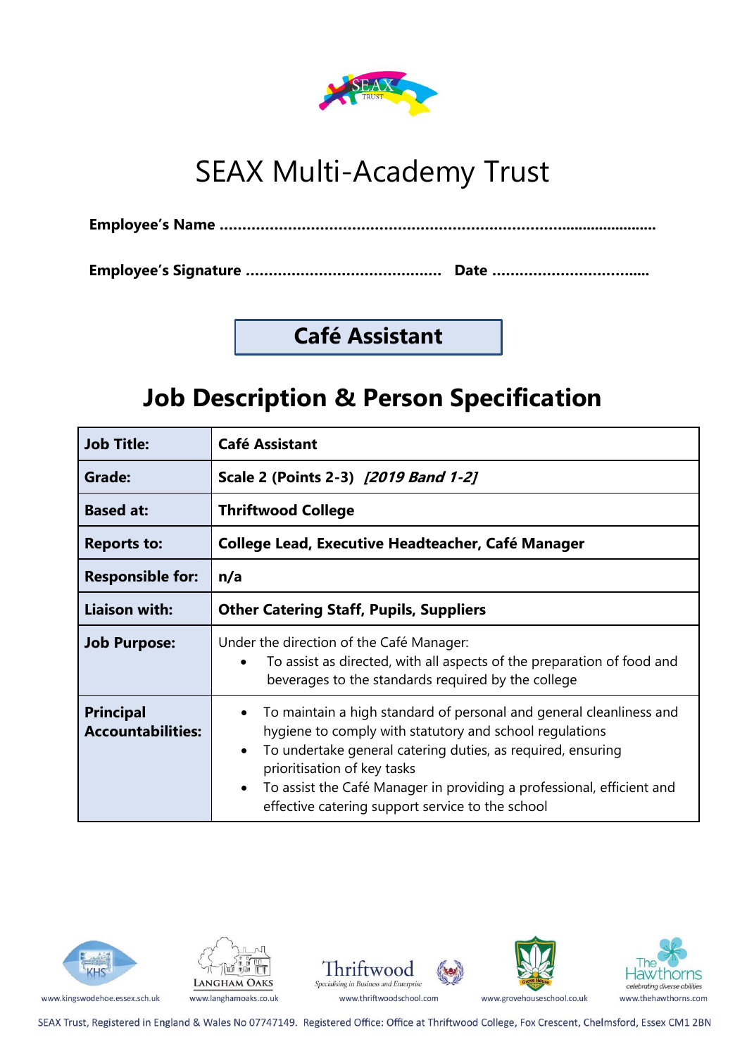# SEAX Multi-Academy Trust

**Employee's Name ..............................................................................................**

**Employee's Signature ........................................ Date ...................................**

## Café Assistant

## Job Description & Person Specification

| **Job Title:** | **Café Assistant** |
|---|---|
| **Grade:** | **Scale 2 (Points 2-3)** ***[2019 Band 1-2]*** |
| **Based at:** | **Thriftwood College** |
| **Reports to:** | **College Lead, Executive Headteacher, Café Manager** |
| **Responsible for:** | **n/a** |
| **Liaison with:** | **Other Catering Staff, Pupils, Suppliers** |
| **Job Purpose:** | Under the direction of the Café Manager:<br>• To assist as directed, with all aspects of the preparation of food and beverages to the standards required by the college |
| **Principal Accountabilities:** | • To maintain a high standard of personal and general cleanliness and hygiene to comply with statutory and school regulations<br>• To undertake general catering duties, as required, ensuring prioritisation of key tasks<br>• To assist the Café Manager in providing a professional, efficient and effective catering support service to the school |

www.kingswodehoe.essex.sch.uk | www.langhamoaks.co.uk | www.thriftwoodschool.com | www.grovehouseschool.co.uk | www.thehawthorns.com

SEAX Trust, Registered in England & Wales No 07747149. Registered Office: Office at Thriftwood College, Fox Crescent, Chelmsford, Essex CM1 2BN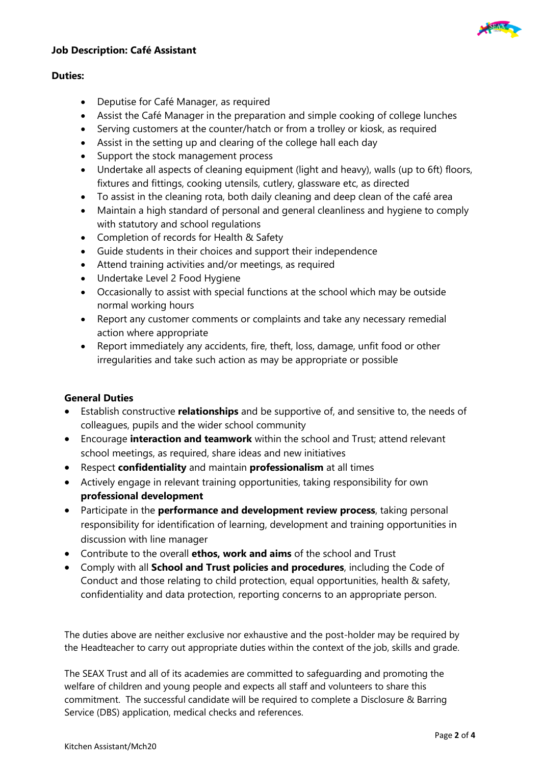## Job Description: Café Assistant

### Duties:

- Deputise for Café Manager, as required
- Assist the Café Manager in the preparation and simple cooking of college lunches
- Serving customers at the counter/hatch or from a trolley or kiosk, as required
- Assist in the setting up and clearing of the college hall each day
- Support the stock management process
- Undertake all aspects of cleaning equipment (light and heavy), walls (up to 6ft) floors, fixtures and fittings, cooking utensils, cutlery, glassware etc, as directed
- To assist in the cleaning rota, both daily cleaning and deep clean of the café area
- Maintain a high standard of personal and general cleanliness and hygiene to comply with statutory and school regulations
- Completion of records for Health & Safety
- Guide students in their choices and support their independence
- Attend training activities and/or meetings, as required
- Undertake Level 2 Food Hygiene
- Occasionally to assist with special functions at the school which may be outside normal working hours
- Report any customer comments or complaints and take any necessary remedial action where appropriate
- Report immediately any accidents, fire, theft, loss, damage, unfit food or other irregularities and take such action as may be appropriate or possible

### General Duties

- Establish constructive **relationships** and be supportive of, and sensitive to, the needs of colleagues, pupils and the wider school community
- Encourage **interaction and teamwork** within the school and Trust; attend relevant school meetings, as required, share ideas and new initiatives
- Respect **confidentiality** and maintain **professionalism** at all times
- Actively engage in relevant training opportunities, taking responsibility for own **professional development**
- Participate in the **performance and development review process**, taking personal responsibility for identification of learning, development and training opportunities in discussion with line manager
- Contribute to the overall **ethos, work and aims** of the school and Trust
- Comply with all **School and Trust policies and procedures**, including the Code of Conduct and those relating to child protection, equal opportunities, health & safety, confidentiality and data protection, reporting concerns to an appropriate person.

The duties above are neither exclusive nor exhaustive and the post-holder may be required by the Headteacher to carry out appropriate duties within the context of the job, skills and grade.

The SEAX Trust and all of its academies are committed to safeguarding and promoting the welfare of children and young people and expects all staff and volunteers to share this commitment. The successful candidate will be required to complete a Disclosure & Barring Service (DBS) application, medical checks and references.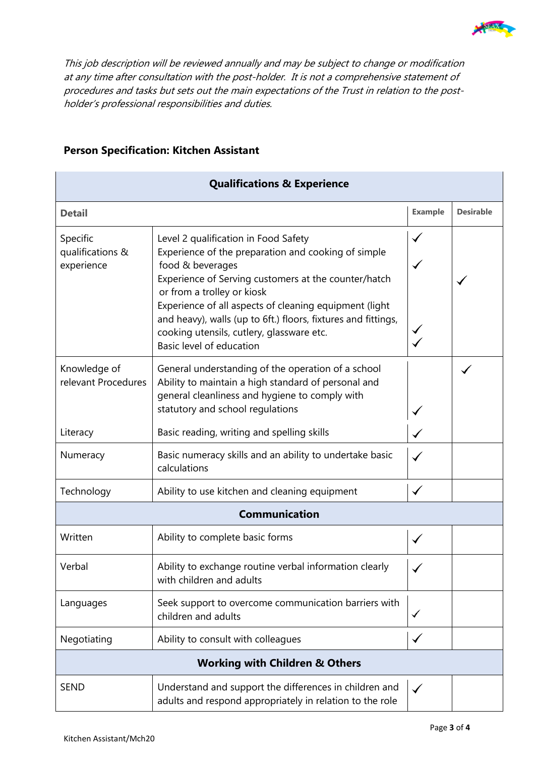*This job description will be reviewed annually and may be subject to change or modification at any time after consultation with the post-holder. It is not a comprehensive statement of procedures and tasks but sets out the main expectations of the Trust in relation to the post-holder's professional responsibilities and duties.*

**Person Specification: Kitchen Assistant**

| **Qualifications & Experience** | | | |
|---|---|---|---|
| **Detail** | | **Example** | **Desirable** |
| Specific qualifications & experience | Level 2 qualification in Food Safety | ✓ | |
| | Experience of the preparation and cooking of simple food & beverages | ✓ | |
| | Experience of Serving customers at the counter/hatch or from a trolley or kiosk | | ✓ |
| | Experience of all aspects of cleaning equipment (light and heavy), walls (up to 6ft.) floors, fixtures and fittings, cooking utensils, cutlery, glassware etc. | ✓ | |
| | Basic level of education | ✓ | |
| Knowledge of relevant Procedures | General understanding of the operation of a school | | ✓ |
| | Ability to maintain a high standard of personal and general cleanliness and hygiene to comply with statutory and school regulations | ✓ | |
| Literacy | Basic reading, writing and spelling skills | ✓ | |
| Numeracy | Basic numeracy skills and an ability to undertake basic calculations | ✓ | |
| Technology | Ability to use kitchen and cleaning equipment | ✓ | |
| **Communication** | | | |
| Written | Ability to complete basic forms | ✓ | |
| Verbal | Ability to exchange routine verbal information clearly with children and adults | ✓ | |
| Languages | Seek support to overcome communication barriers with children and adults | ✓ | |
| Negotiating | Ability to consult with colleagues | ✓ | |
| **Working with Children & Others** | | | |
| SEND | Understand and support the differences in children and adults and respond appropriately in relation to the role | ✓ | |

Kitchen Assistant/Mch20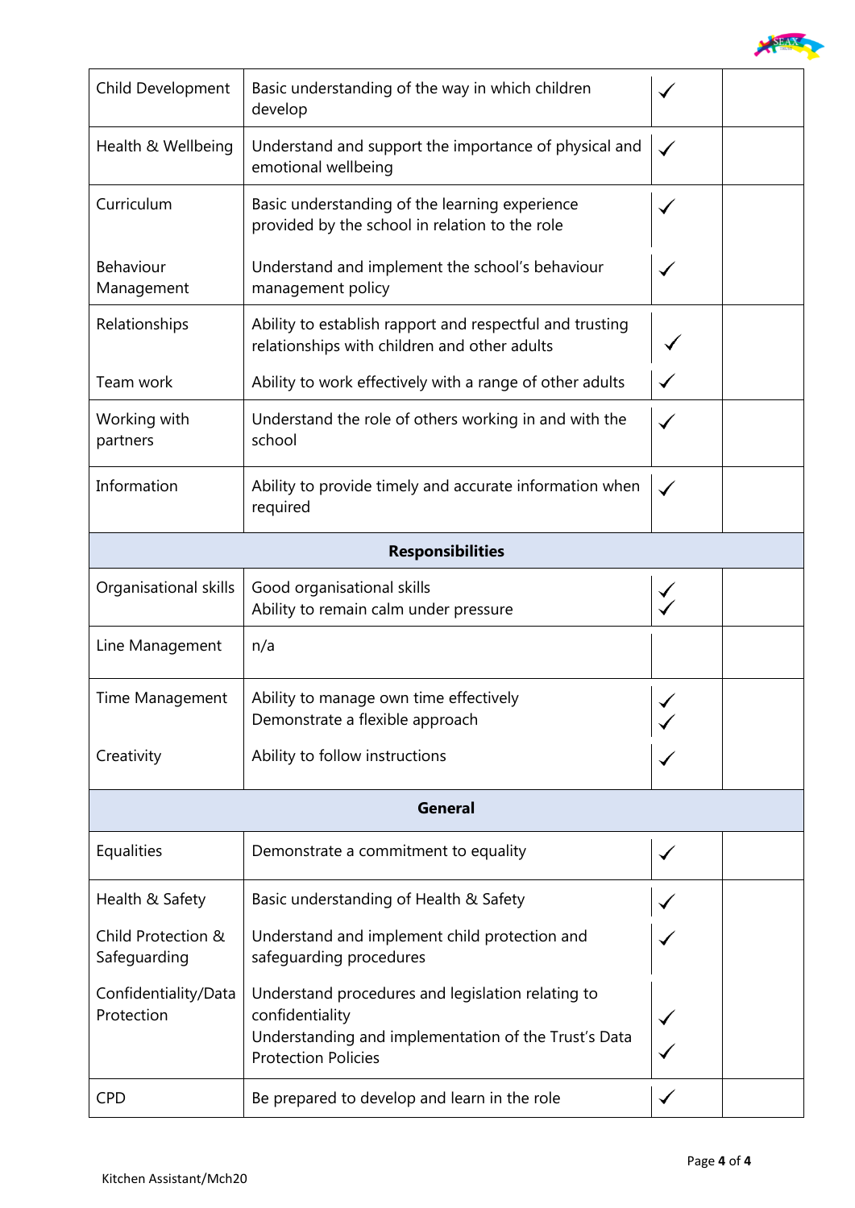| | | | |
|---|---|---|---|
| Child Development | Basic understanding of the way in which children develop | ✓ | |
| Health & Wellbeing | Understand and support the importance of physical and emotional wellbeing | ✓ | |
| Curriculum | Basic understanding of the learning experience provided by the school in relation to the role | ✓ | |
| Behaviour Management | Understand and implement the school's behaviour management policy | ✓ | |
| Relationships | Ability to establish rapport and respectful and trusting relationships with children and other adults | ✓ | |
| Team work | Ability to work effectively with a range of other adults | ✓ | |
| Working with partners | Understand the role of others working in and with the school | ✓ | |
| Information | Ability to provide timely and accurate information when required | ✓ | |
| **Responsibilities** | | | |
| Organisational skills | Good organisational skills<br>Ability to remain calm under pressure | ✓<br>✓ | |
| Line Management | n/a | | |
| Time Management | Ability to manage own time effectively<br>Demonstrate a flexible approach | ✓<br>✓ | |
| Creativity | Ability to follow instructions | ✓ | |
| **General** | | | |
| Equalities | Demonstrate a commitment to equality | ✓ | |
| Health & Safety | Basic understanding of Health & Safety | ✓ | |
| Child Protection & Safeguarding | Understand and implement child protection and safeguarding procedures | ✓ | |
| Confidentiality/Data Protection | Understand procedures and legislation relating to confidentiality<br>Understanding and implementation of the Trust's Data Protection Policies | ✓<br>✓ | |
| CPD | Be prepared to develop and learn in the role | ✓ | |

Kitchen Assistant/Mch20